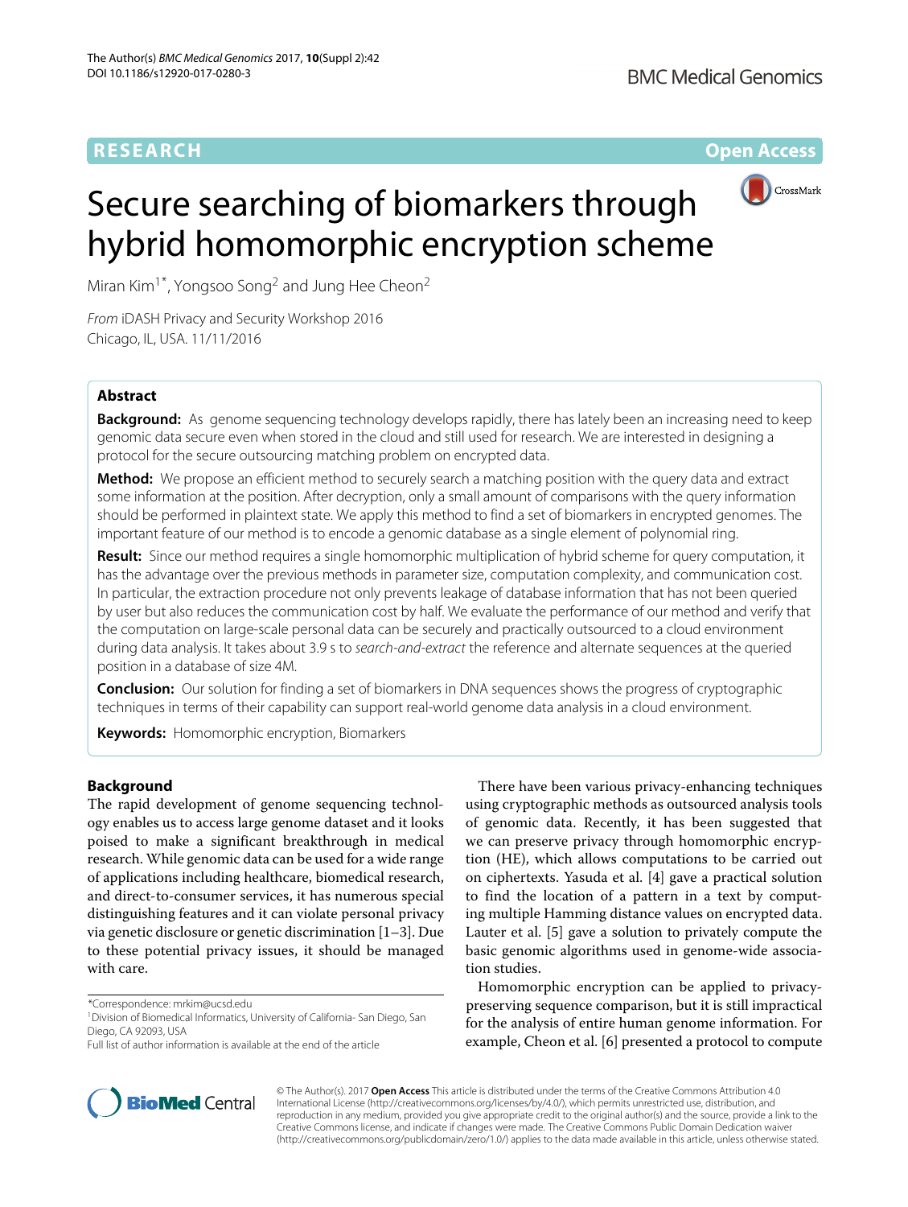**RESEARCH** **Open Access**

# Secure searching of biomarkers through hybrid homomorphic encryption scheme

Miran Kim[1*], Yongsoo Song[2] and Jung Hee Cheon[2]

*From* iDASH Privacy and Security Workshop 2016
Chicago, IL, USA. 11/11/2016

## Abstract

**Background:** As genome sequencing technology develops rapidly, there has lately been an increasing need to keep genomic data secure even when stored in the cloud and still used for research. We are interested in designing a protocol for the secure outsourcing matching problem on encrypted data.

**Method:** We propose an efficient method to securely search a matching position with the query data and extract some information at the position. After decryption, only a small amount of comparisons with the query information should be performed in plaintext state. We apply this method to find a set of biomarkers in encrypted genomes. The important feature of our method is to encode a genomic database as a single element of polynomial ring.

**Result:** Since our method requires a single homomorphic multiplication of hybrid scheme for query computation, it has the advantage over the previous methods in parameter size, computation complexity, and communication cost. In particular, the extraction procedure not only prevents leakage of database information that has not been queried by user but also reduces the communication cost by half. We evaluate the performance of our method and verify that the computation on large-scale personal data can be securely and practically outsourced to a cloud environment during data analysis. It takes about 3.9 s to *search-and-extract* the reference and alternate sequences at the queried position in a database of size 4M.

**Conclusion:** Our solution for finding a set of biomarkers in DNA sequences shows the progress of cryptographic techniques in terms of their capability can support real-world genome data analysis in a cloud environment.

**Keywords:** Homomorphic encryption, Biomarkers

## Background

The rapid development of genome sequencing technology enables us to access large genome dataset and it looks poised to make a significant breakthrough in medical research. While genomic data can be used for a wide range of applications including healthcare, biomedical research, and direct-to-consumer services, it has numerous special distinguishing features and it can violate personal privacy via genetic disclosure or genetic discrimination [1–3]. Due to these potential privacy issues, it should be managed with care.

There have been various privacy-enhancing techniques using cryptographic methods as outsourced analysis tools of genomic data. Recently, it has been suggested that we can preserve privacy through homomorphic encryption (HE), which allows computations to be carried out on ciphertexts. Yasuda et al. [4] gave a practical solution to find the location of a pattern in a text by computing multiple Hamming distance values on encrypted data. Lauter et al. [5] gave a solution to privately compute the basic genomic algorithms used in genome-wide association studies.

Homomorphic encryption can be applied to privacy-preserving sequence comparison, but it is still impractical for the analysis of entire human genome information. For example, Cheon et al. [6] presented a protocol to compute

*Correspondence: mrkim@ucsd.edu
[1]Division of Biomedical Informatics, University of California- San Diego, San Diego, CA 92093, USA
Full list of author information is available at the end of the article

© The Author(s). 2017 **Open Access** This article is distributed under the terms of the Creative Commons Attribution 4.0 International License (http://creativecommons.org/licenses/by/4.0/), which permits unrestricted use, distribution, and reproduction in any medium, provided you give appropriate credit to the original author(s) and the source, provide a link to the Creative Commons license, and indicate if changes were made. The Creative Commons Public Domain Dedication waiver (http://creativecommons.org/publicdomain/zero/1.0/) applies to the data made available in this article, unless otherwise stated.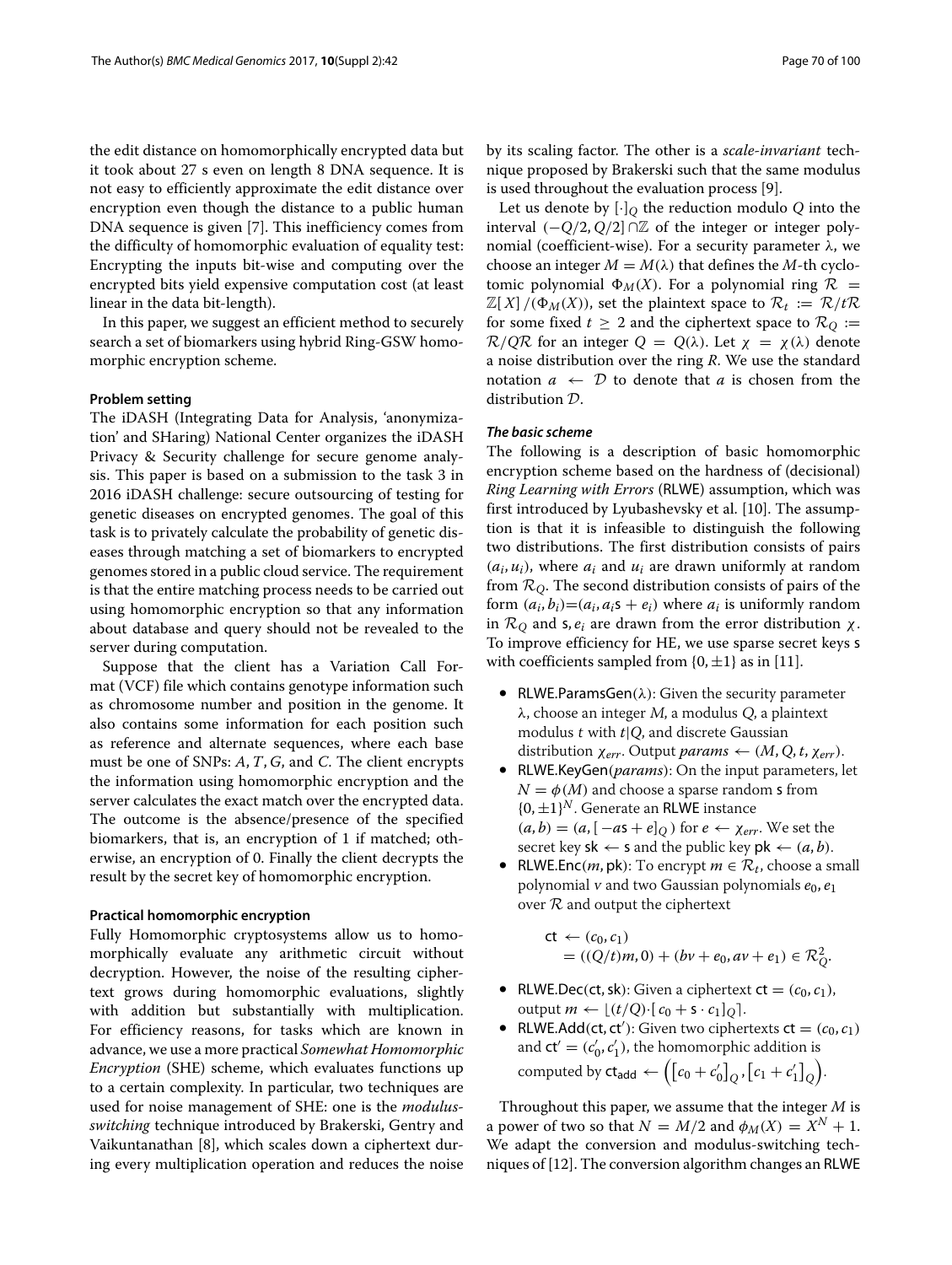the edit distance on homomorphically encrypted data but it took about 27 s even on length 8 DNA sequence. It is not easy to efficiently approximate the edit distance over encryption even though the distance to a public human DNA sequence is given [7]. This inefficiency comes from the difficulty of homomorphic evaluation of equality test: Encrypting the inputs bit-wise and computing over the encrypted bits yield expensive computation cost (at least linear in the data bit-length).

In this paper, we suggest an efficient method to securely search a set of biomarkers using hybrid Ring-GSW homomorphic encryption scheme.

### Problem setting

The iDASH (Integrating Data for Analysis, 'anonymization' and SHaring) National Center organizes the iDASH Privacy & Security challenge for secure genome analysis. This paper is based on a submission to the task 3 in 2016 iDASH challenge: secure outsourcing of testing for genetic diseases on encrypted genomes. The goal of this task is to privately calculate the probability of genetic diseases through matching a set of biomarkers to encrypted genomes stored in a public cloud service. The requirement is that the entire matching process needs to be carried out using homomorphic encryption so that any information about database and query should not be revealed to the server during computation.

Suppose that the client has a Variation Call Format (VCF) file which contains genotype information such as chromosome number and position in the genome. It also contains some information for each position such as reference and alternate sequences, where each base must be one of SNPs: *A*, *T*, *G*, and *C*. The client encrypts the information using homomorphic encryption and the server calculates the exact match over the encrypted data. The outcome is the absence/presence of the specified biomarkers, that is, an encryption of 1 if matched; otherwise, an encryption of 0. Finally the client decrypts the result by the secret key of homomorphic encryption.

### Practical homomorphic encryption

Fully Homomorphic cryptosystems allow us to homomorphically evaluate any arithmetic circuit without decryption. However, the noise of the resulting ciphertext grows during homomorphic evaluations, slightly with addition but substantially with multiplication. For efficiency reasons, for tasks which are known in advance, we use a more practical *Somewhat Homomorphic Encryption* (SHE) scheme, which evaluates functions up to a certain complexity. In particular, two techniques are used for noise management of SHE: one is the *modulus-switching* technique introduced by Brakerski, Gentry and Vaikuntanathan [8], which scales down a ciphertext during every multiplication operation and reduces the noise by its scaling factor. The other is a *scale-invariant* technique proposed by Brakerski such that the same modulus is used throughout the evaluation process [9].

Let us denote by $[\cdot]_Q$ the reduction modulo $Q$ into the interval $(-Q/2, Q/2] \cap \mathbb{Z}$ of the integer or integer polynomial (coefficient-wise). For a security parameter $\lambda$, we choose an integer $M = M(\lambda)$ that defines the $M$-th cyclotomic polynomial $\Phi_M(X)$. For a polynomial ring $\mathcal{R} = \mathbb{Z}[X]/(\Phi_M(X))$, set the plaintext space to $\mathcal{R}_t := \mathcal{R}/t\mathcal{R}$ for some fixed $t \geq 2$ and the ciphertext space to $\mathcal{R}_Q := \mathcal{R}/Q\mathcal{R}$ for an integer $Q = Q(\lambda)$. Let $\chi = \chi(\lambda)$ denote a noise distribution over the ring $R$. We use the standard notation $a \leftarrow \mathcal{D}$ to denote that $a$ is chosen from the distribution $\mathcal{D}$.

#### *The basic scheme*

The following is a description of basic homomorphic encryption scheme based on the hardness of (decisional) *Ring Learning with Errors* (RLWE) assumption, which was first introduced by Lyubashevsky et al. [10]. The assumption is that it is infeasible to distinguish the following two distributions. The first distribution consists of pairs $(a_i, u_i)$, where $a_i$ and $u_i$ are drawn uniformly at random from $\mathcal{R}_Q$. The second distribution consists of pairs of the form $(a_i, b_i) = (a_i, a_i\mathsf{s} + e_i)$ where $a_i$ is uniformly random in $\mathcal{R}_Q$ and $\mathsf{s}, e_i$ are drawn from the error distribution $\chi$. To improve efficiency for HE, we use sparse secret keys $\mathsf{s}$ with coefficients sampled from $\{0, \pm 1\}$ as in [11].

- $\mathsf{RLWE.ParamsGen}(\lambda)$: Given the security parameter $\lambda$, choose an integer $M$, a modulus $Q$, a plaintext modulus $t$ with $t|Q$, and discrete Gaussian distribution $\chi_{err}$. Output $params \leftarrow (M, Q, t, \chi_{err})$.
- $\mathsf{RLWE.KeyGen}(params)$: On the input parameters, let $N = \phi(M)$ and choose a sparse random $\mathsf{s}$ from $\{0, \pm 1\}^N$. Generate an $\mathsf{RLWE}$ instance $(a, b) = (a, [-a\mathsf{s} + e]_Q)$ for $e \leftarrow \chi_{err}$. We set the secret key $\mathsf{sk} \leftarrow \mathsf{s}$ and the public key $\mathsf{pk} \leftarrow (a, b)$.
- $\mathsf{RLWE.Enc}(m, \mathsf{pk})$: To encrypt $m \in \mathcal{R}_t$, choose a small polynomial $v$ and two Gaussian polynomials $e_0, e_1$ over $\mathcal{R}$ and output the ciphertext

$$\begin{aligned}\mathsf{ct} &\leftarrow (c_0, c_1)\\ &= ((Q/t)m, 0) + (bv + e_0, av + e_1) \in \mathcal{R}_Q^2.\end{aligned}$$

- $\mathsf{RLWE.Dec}(\mathsf{ct}, \mathsf{sk})$: Given a ciphertext $\mathsf{ct} = (c_0, c_1)$, output $m \leftarrow \lfloor (t/Q) \cdot [c_0 + \mathsf{s} \cdot c_1]_Q \rceil$.
- $\mathsf{RLWE.Add}(\mathsf{ct}, \mathsf{ct}')$: Given two ciphertexts $\mathsf{ct} = (c_0, c_1)$ and $\mathsf{ct}' = (c_0', c_1')$, the homomorphic addition is computed by $\mathsf{ct}_{\mathsf{add}} \leftarrow \left([c_0 + c_0']_Q, [c_1 + c_1']_Q\right)$.

Throughout this paper, we assume that the integer $M$ is a power of two so that $N = M/2$ and $\phi_M(X) = X^N + 1$. We adapt the conversion and modulus-switching techniques of [12]. The conversion algorithm changes an RLWE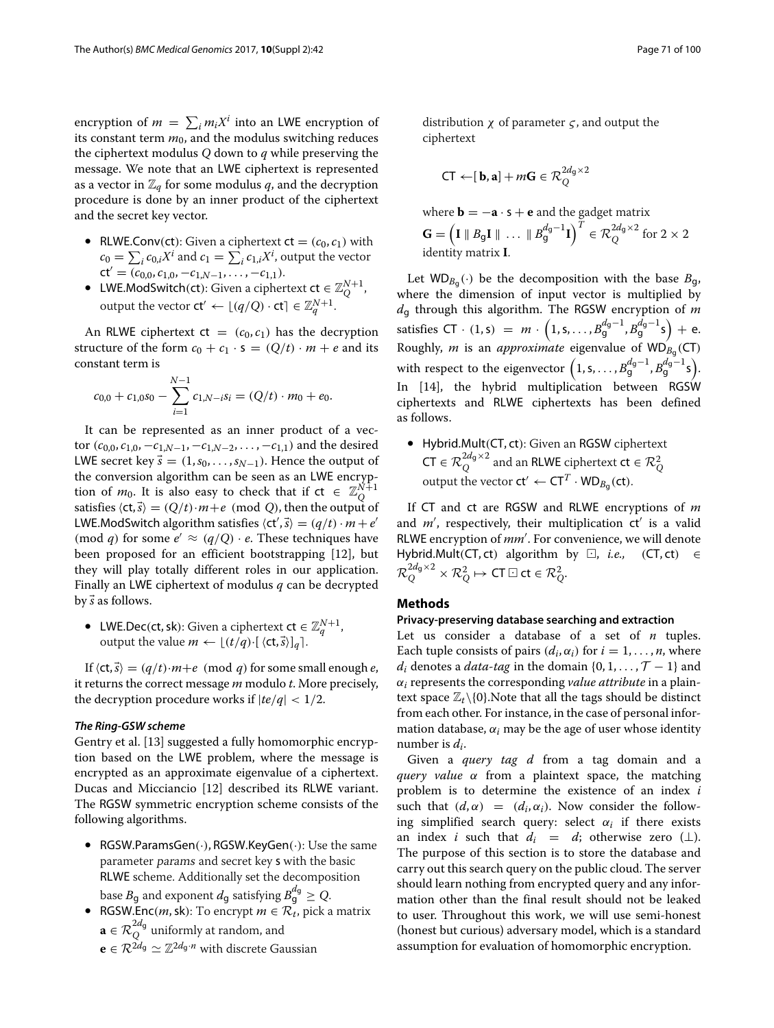encryption of $m = \sum_i m_i X^i$ into an LWE encryption of its constant term $m_0$, and the modulus switching reduces the ciphertext modulus $Q$ down to $q$ while preserving the message. We note that an LWE ciphertext is represented as a vector in $\mathbb{Z}_q$ for some modulus $q$, and the decryption procedure is done by an inner product of the ciphertext and the secret key vector.

- RLWE.Conv(ct): Given a ciphertext $\mathsf{ct} = (c_0, c_1)$ with $c_0 = \sum_i c_{0,i} X^i$ and $c_1 = \sum_i c_{1,i} X^i$, output the vector $\mathsf{ct}' = (c_{0,0}, c_{1,0}, -c_{1,N-1}, \ldots, -c_{1,1})$.
- LWE.ModSwitch(ct): Given a ciphertext $\mathsf{ct} \in \mathbb{Z}_Q^{N+1}$, output the vector $\mathsf{ct}' \leftarrow \lfloor (q/Q) \cdot \mathsf{ct} \rceil \in \mathbb{Z}_q^{N+1}$.

An RLWE ciphertext $\mathsf{ct} = (c_0, c_1)$ has the decryption structure of the form $c_0 + c_1 \cdot \mathsf{s} = (Q/t) \cdot m + e$ and its constant term is

$$c_{0,0} + c_{1,0} s_0 - \sum_{i=1}^{N-1} c_{1,N-i} s_i = (Q/t) \cdot m_0 + e_0.$$

It can be represented as an inner product of a vector $(c_{0,0}, c_{1,0}, -c_{1,N-1}, -c_{1,N-2}, \ldots, -c_{1,1})$ and the desired LWE secret key $\vec{s} = (1, s_0, \ldots, s_{N-1})$. Hence the output of the conversion algorithm can be seen as an LWE encryption of $m_0$. It is also easy to check that if $\mathsf{ct} \in \mathbb{Z}_Q^{N+1}$ satisfies $\langle \mathsf{ct}, \vec{s} \rangle = (Q/t) \cdot m + e \pmod Q$, then the output of LWE.ModSwitch algorithm satisfies $\langle \mathsf{ct}', \vec{s} \rangle = (q/t) \cdot m + e' \pmod q$ for some $e' \approx (q/Q) \cdot e$. These techniques have been proposed for an efficient bootstrapping [12], but they will play totally different roles in our application. Finally an LWE ciphertext of modulus $q$ can be decrypted by $\vec{s}$ as follows.

- LWE.Dec(ct, sk): Given a ciphertext $\mathsf{ct} \in \mathbb{Z}_q^{N+1}$, output the value $m \leftarrow \lfloor (t/q) \cdot [\langle \mathsf{ct}, \vec{s} \rangle]_q \rceil$.

If $\langle \mathsf{ct}, \vec{s} \rangle = (q/t) \cdot m + e \pmod q$ for some small enough $e$, it returns the correct message $m$ modulo $t$. More precisely, the decryption procedure works if $|te/q| < 1/2$.

#### *The Ring-GSW scheme*

Gentry et al. [13] suggested a fully homomorphic encryption based on the LWE problem, where the message is encrypted as an approximate eigenvalue of a ciphertext. Ducas and Micciancio [12] described its RLWE variant. The RGSW symmetric encryption scheme consists of the following algorithms.

- RGSW.ParamsGen(·), RGSW.KeyGen(·): Use the same parameter *params* and secret key s with the basic RLWE scheme. Additionally set the decomposition base $B_{\mathsf{g}}$ and exponent $d_{\mathsf{g}}$ satisfying $B_{\mathsf{g}}^{d_{\mathsf{g}}} \geq Q$.
- RGSW.Enc($m$, sk): To encrypt $m \in \mathcal{R}_t$, pick a matrix $\mathbf{a} \in \mathcal{R}_Q^{2d_{\mathsf{g}}}$ uniformly at random, and $\mathbf{e} \in \mathcal{R}^{2d_{\mathsf{g}}} \simeq \mathbb{Z}^{2d_{\mathsf{g}} \cdot n}$ with discrete Gaussian distribution $\chi$ of parameter $\varsigma$, and output the ciphertext

$$\mathsf{CT} \leftarrow [\,\mathbf{b}, \mathbf{a}] + m\mathbf{G} \in \mathcal{R}_Q^{2d_{\mathsf{g}} \times 2}$$

where $\mathbf{b} = -\mathbf{a} \cdot \mathsf{s} + \mathbf{e}$ and the gadget matrix $\mathbf{G} = \left(\mathbf{I} \parallel B_{\mathsf{g}}\mathbf{I} \parallel \ \ldots \ \parallel B_{\mathsf{g}}^{d_{\mathsf{g}}-1}\mathbf{I}\right)^T \in \mathcal{R}_Q^{2d_{\mathsf{g}} \times 2}$ for $2 \times 2$ identity matrix $\mathbf{I}$.

Let $\mathsf{WD}_{B_{\mathsf{g}}}(\cdot)$ be the decomposition with the base $B_{\mathsf{g}}$, where the dimension of input vector is multiplied by $d_{\mathsf{g}}$ through this algorithm. The RGSW encryption of $m$ satisfies $\mathsf{CT} \cdot (1, \mathsf{s}) = m \cdot \left(1, \mathsf{s}, \ldots, B_{\mathsf{g}}^{d_{\mathsf{g}}-1}, B_{\mathsf{g}}^{d_{\mathsf{g}}-1}\mathsf{s}\right) + \mathsf{e}$. Roughly, $m$ is an *approximate* eigenvalue of $\mathsf{WD}_{B_{\mathsf{g}}}(\mathsf{CT})$ with respect to the eigenvector $\left(1, \mathsf{s}, \ldots, B_{\mathsf{g}}^{d_{\mathsf{g}}-1}, B_{\mathsf{g}}^{d_{\mathsf{g}}-1}\mathsf{s}\right)$. In [14], the hybrid multiplication between RGSW ciphertexts and RLWE ciphertexts has been defined as follows.

- Hybrid.Mult(CT, ct): Given an RGSW ciphertext $\mathsf{CT} \in \mathcal{R}_Q^{2d_{\mathsf{g}} \times 2}$ and an RLWE ciphertext $\mathsf{ct} \in \mathcal{R}_Q^2$ output the vector $\mathsf{ct}' \leftarrow \mathsf{CT}^T \cdot \mathsf{WD}_{B_{\mathsf{g}}}(\mathsf{ct})$.

If CT and ct are RGSW and RLWE encryptions of $m$ and $m'$, respectively, their multiplication $\mathsf{ct}'$ is a valid RLWE encryption of $mm'$. For convenience, we will denote Hybrid.Mult(CT, ct) algorithm by $\boxdot$, *i.e.,* $(\mathsf{CT}, \mathsf{ct}) \in \mathcal{R}_Q^{2d_{\mathsf{g}} \times 2} \times \mathcal{R}_Q^2 \mapsto \mathsf{CT} \boxdot \mathsf{ct} \in \mathcal{R}_Q^2$.

## Methods

### Privacy-preserving database searching and extraction

Let us consider a database of a set of $n$ tuples. Each tuple consists of pairs $(d_i, \alpha_i)$ for $i = 1, \ldots, n$, where $d_i$ denotes a *data-tag* in the domain $\{0, 1, \ldots, \mathcal{T} - 1\}$ and $\alpha_i$ represents the corresponding *value attribute* in a plaintext space $\mathbb{Z}_t \backslash \{0\}$.Note that all the tags should be distinct from each other. For instance, in the case of personal information database, $\alpha_i$ may be the age of user whose identity number is $d_i$.

Given a *query tag* $d$ from a tag domain and a *query value* $\alpha$ from a plaintext space, the matching problem is to determine the existence of an index $i$ such that $(d, \alpha) = (d_i, \alpha_i)$. Now consider the following simplified search query: select $\alpha_i$ if there exists an index $i$ such that $d_i = d$; otherwise zero ($\perp$). The purpose of this section is to store the database and carry out this search query on the public cloud. The server should learn nothing from encrypted query and any information other than the final result should not be leaked to user. Throughout this work, we will use semi-honest (honest but curious) adversary model, which is a standard assumption for evaluation of homomorphic encryption.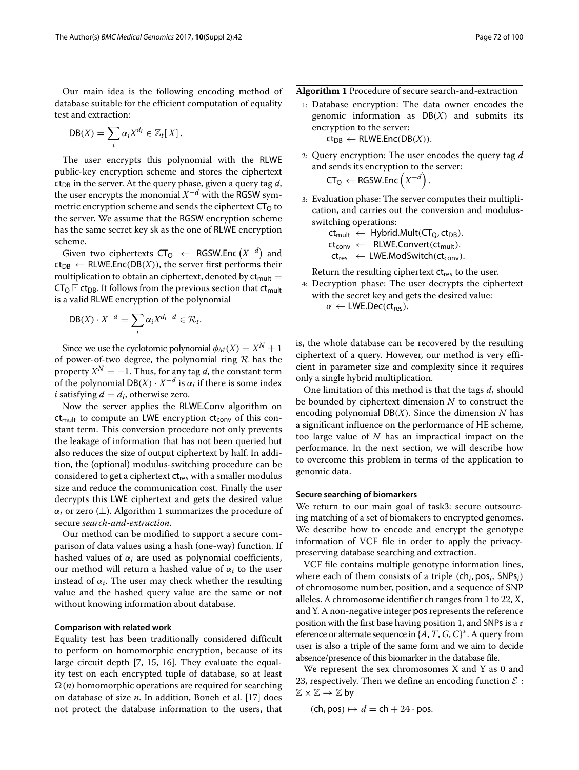Our main idea is the following encoding method of database suitable for the efficient computation of equality test and extraction:

$$\mathsf{DB}(X) = \sum_i \alpha_i X^{d_i} \in \mathbb{Z}_t[X].$$

The user encrypts this polynomial with the RLWE public-key encryption scheme and stores the ciphertext $\mathsf{ct}_{\mathsf{DB}}$ in the server. At the query phase, given a query tag $d$, the user encrypts the monomial $X^{-d}$ with the RGSW symmetric encryption scheme and sends the ciphertext $\mathsf{CT}_{\mathsf{Q}}$ to the server. We assume that the RGSW encryption scheme has the same secret key sk as the one of RLWE encryption scheme.

Given two ciphertexts $\mathsf{CT}_{\mathsf{Q}} \leftarrow \mathsf{RGSW.Enc}\left(X^{-d}\right)$ and $\mathsf{ct}_{\mathsf{DB}} \leftarrow \mathsf{RLWE.Enc}(\mathsf{DB}(X))$, the server first performs their multiplication to obtain an ciphertext, denoted by $\mathsf{ct}_{\mathsf{mult}} = \mathsf{CT}_{\mathsf{Q}} \boxdot \mathsf{ct}_{\mathsf{DB}}$. It follows from the previous section that $\mathsf{ct}_{\mathsf{mult}}$ is a valid RLWE encryption of the polynomial

$$\mathsf{DB}(X) \cdot X^{-d} = \sum_i \alpha_i X^{d_i - d} \in \mathcal{R}_t.$$

Since we use the cyclotomic polynomial $\phi_M(X) = X^N + 1$ of power-of-two degree, the polynomial ring $\mathcal{R}$ has the property $X^N = -1$. Thus, for any tag $d$, the constant term of the polynomial $\mathsf{DB}(X) \cdot X^{-d}$ is $\alpha_i$ if there is some index $i$ satisfying $d = d_i$, otherwise zero.

Now the server applies the RLWE.Conv algorithm on $\mathsf{ct}_{\mathsf{mult}}$ to compute an LWE encryption $\mathsf{ct}_{\mathsf{conv}}$ of this constant term. This conversion procedure not only prevents the leakage of information that has not been queried but also reduces the size of output ciphertext by half. In addition, the (optional) modulus-switching procedure can be considered to get a ciphertext $\mathsf{ct}_{\mathsf{res}}$ with a smaller modulus size and reduce the communication cost. Finally the user decrypts this LWE ciphertext and gets the desired value $\alpha_i$ or zero ($\perp$). Algorithm 1 summarizes the procedure of secure *search-and-extraction*.

Our method can be modified to support a secure comparison of data values using a hash (one-way) function. If hashed values of $\alpha_i$ are used as polynomial coefficients, our method will return a hashed value of $\alpha_i$ to the user instead of $\alpha_i$. The user may check whether the resulting value and the hashed query value are the same or not without knowing information about database.

**Algorithm 1** Procedure of secure search-and-extraction

1. Database encryption: The data owner encodes the genomic information as $\mathsf{DB}(X)$ and submits its encryption to the server:
   $\mathsf{ct}_{\mathsf{DB}} \leftarrow \mathsf{RLWE.Enc}(\mathsf{DB}(X))$.
2. Query encryption: The user encodes the query tag $d$ and sends its encryption to the server:
   $\mathsf{CT}_{\mathsf{Q}} \leftarrow \mathsf{RGSW.Enc}\left(X^{-d}\right)$.
3. Evaluation phase: The server computes their multiplication, and carries out the conversion and modulus-switching operations:
   $\mathsf{ct}_{\mathsf{mult}} \leftarrow \mathsf{Hybrid.Mult}(\mathsf{CT}_{\mathsf{Q}}, \mathsf{ct}_{\mathsf{DB}})$.
   $\mathsf{ct}_{\mathsf{conv}} \leftarrow \mathsf{RLWE.Convert}(\mathsf{ct}_{\mathsf{mult}})$.
   $\mathsf{ct}_{\mathsf{res}} \leftarrow \mathsf{LWE.ModSwitch}(\mathsf{ct}_{\mathsf{conv}})$.

   Return the resulting ciphertext $\mathsf{ct}_{\mathsf{res}}$ to the user.
4. Decryption phase: The user decrypts the ciphertext with the secret key and gets the desired value:
   $\alpha \leftarrow \mathsf{LWE.Dec}(\mathsf{ct}_{\mathsf{res}})$.

#### Comparison with related work

Equality test has been traditionally considered difficult to perform on homomorphic encryption, because of its large circuit depth [7, 15, 16]. They evaluate the equality test on each encrypted tuple of database, so at least $\Omega(n)$ homomorphic operations are required for searching on database of size $n$. In addition, Boneh et al. [17] does not protect the database information to the users, that is, the whole database can be recovered by the resulting ciphertext of a query. However, our method is very efficient in parameter size and complexity since it requires only a single hybrid multiplication.

One limitation of this method is that the tags $d_i$ should be bounded by ciphertext dimension $N$ to construct the encoding polynomial $\mathsf{DB}(X)$. Since the dimension $N$ has a significant influence on the performance of HE scheme, too large value of $N$ has an impractical impact on the performance. In the next section, we will describe how to overcome this problem in terms of the application to genomic data.

#### Secure searching of biomarkers

We return to our main goal of task3: secure outsourcing matching of a set of biomakers to encrypted genomes. We describe how to encode and encrypt the genotype information of VCF file in order to apply the privacy-preserving database searching and extraction.

VCF file contains multiple genotype information lines, where each of them consists of a triple $(\mathsf{ch}_i, \mathsf{pos}_i, \mathsf{SNPs}_i)$ of chromosome number, position, and a sequence of SNP alleles. A chromosome identifier ch ranges from 1 to 22, X, and Y. A non-negative integer pos represents the reference position with the first base having position 1, and SNPs is a r eference or alternate sequence in $\{A, T, G, C\}^*$. A query from user is also a triple of the same form and we aim to decide absence/presence of this biomarker in the database file.

We represent the sex chromosomes X and Y as 0 and 23, respectively. Then we define an encoding function $\mathcal{E} : \mathbb{Z} \times \mathbb{Z} \rightarrow \mathbb{Z}$ by

$$(\mathsf{ch}, \mathsf{pos}) \mapsto d = \mathsf{ch} + 24 \cdot \mathsf{pos}.$$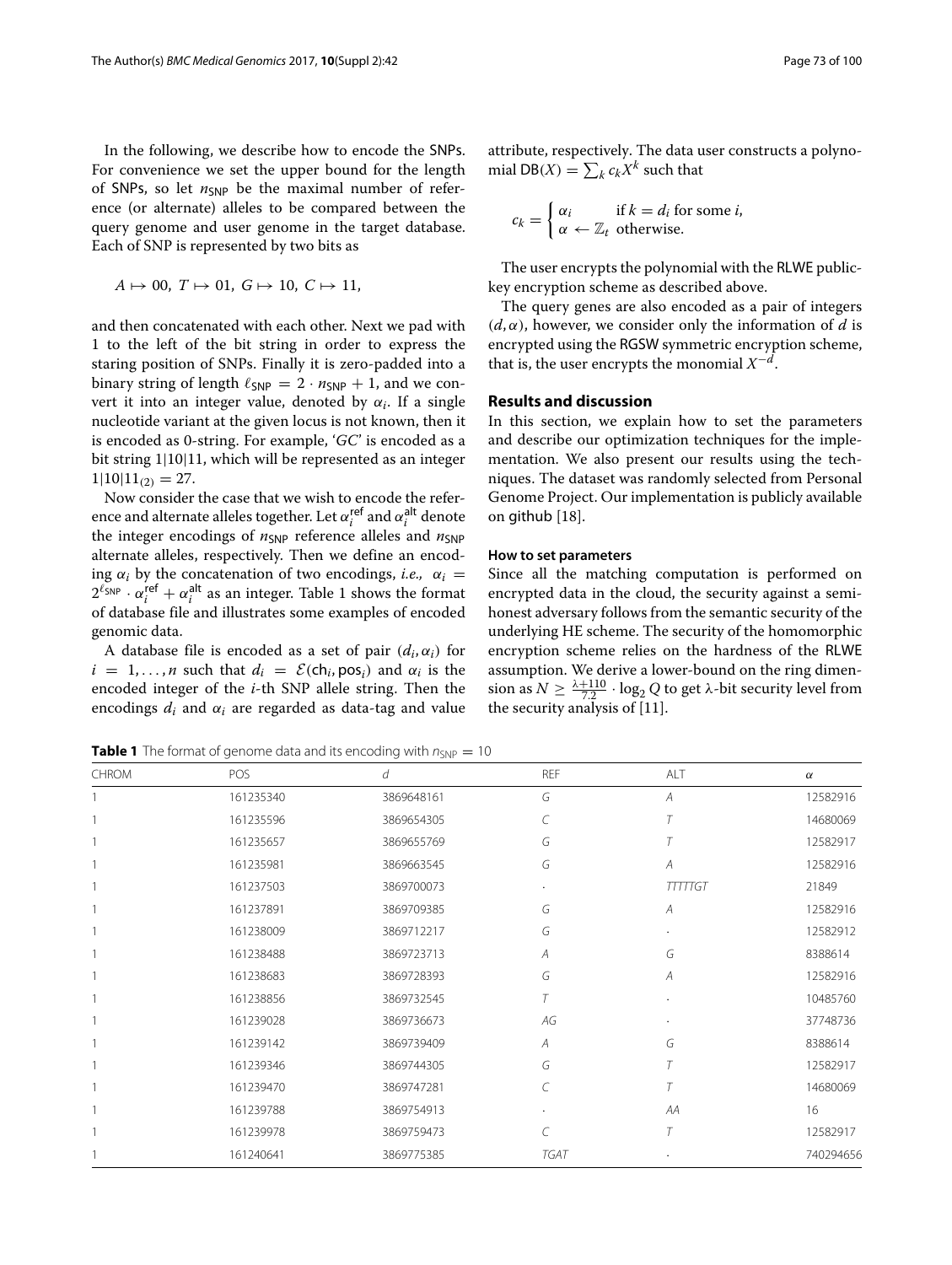In the following, we describe how to encode the SNPs. For convenience we set the upper bound for the length of SNPs, so let $n_{\mathsf{SNP}}$ be the maximal number of reference (or alternate) alleles to be compared between the query genome and user genome in the target database. Each of SNP is represented by two bits as

$$A \mapsto 00,\ T \mapsto 01,\ G \mapsto 10,\ C \mapsto 11,$$

and then concatenated with each other. Next we pad with 1 to the left of the bit string in order to express the staring position of SNPs. Finally it is zero-padded into a binary string of length $\ell_{\mathsf{SNP}} = 2 \cdot n_{\mathsf{SNP}} + 1$, and we convert it into an integer value, denoted by $\alpha_i$. If a single nucleotide variant at the given locus is not known, then it is encoded as 0-string. For example, '*GC*' is encoded as a bit string 1|10|11, which will be represented as an integer $1|10|11_{(2)} = 27$.

Now consider the case that we wish to encode the reference and alternate alleles together. Let $\alpha_i^{\mathsf{ref}}$ and $\alpha_i^{\mathsf{alt}}$ denote the integer encodings of $n_{\mathsf{SNP}}$ reference alleles and $n_{\mathsf{SNP}}$ alternate alleles, respectively. Then we define an encoding $\alpha_i$ by the concatenation of two encodings, *i.e.,* $\alpha_i = 2^{\ell_{\mathsf{SNP}}} \cdot \alpha_i^{\mathsf{ref}} + \alpha_i^{\mathsf{alt}}$ as an integer. Table 1 shows the format of database file and illustrates some examples of encoded genomic data.

A database file is encoded as a set of pair $(d_i, \alpha_i)$ for $i = 1, \ldots, n$ such that $d_i = \mathcal{E}(\mathsf{ch}_i, \mathsf{pos}_i)$ and $\alpha_i$ is the encoded integer of the $i$-th SNP allele string. Then the encodings $d_i$ and $\alpha_i$ are regarded as data-tag and value attribute, respectively. The data user constructs a polynomial $\mathsf{DB}(X) = \sum_k c_k X^k$ such that

$$c_k = \begin{cases} \alpha_i & \text{if } k = d_i \text{ for some } i, \\ \alpha \leftarrow \mathbb{Z}_t & \text{otherwise.} \end{cases}$$

The user encrypts the polynomial with the RLWE public-key encryption scheme as described above.

The query genes are also encoded as a pair of integers $(d, \alpha)$, however, we consider only the information of $d$ is encrypted using the RGSW symmetric encryption scheme, that is, the user encrypts the monomial $X^{-d}$.

## Results and discussion

In this section, we explain how to set the parameters and describe our optimization techniques for the implementation. We also present our results using the techniques. The dataset was randomly selected from Personal Genome Project. Our implementation is publicly available on github [18].

### How to set parameters

Since all the matching computation is performed on encrypted data in the cloud, the security against a semi-honest adversary follows from the semantic security of the underlying HE scheme. The security of the homomorphic encryption scheme relies on the hardness of the RLWE assumption. We derive a lower-bound on the ring dimension as $N \geq \frac{\lambda+110}{7.2} \cdot \log_2 Q$ to get $\lambda$-bit security level from the security analysis of [11].

**Table 1** The format of genome data and its encoding with $n_{\mathsf{SNP}} = 10$

| CHROM | POS | $d$ | REF | ALT | $\alpha$ |
|---|---|---|---|---|---|
| 1 | 161235340 | 3869648161 | *G* | *A* | 12582916 |
| 1 | 161235596 | 3869654305 | *C* | *T* | 14680069 |
| 1 | 161235657 | 3869655769 | *G* | *T* | 12582917 |
| 1 | 161235981 | 3869663545 | *G* | *A* | 12582916 |
| 1 | 161237503 | 3869700073 | · | *TTTTTGT* | 21849 |
| 1 | 161237891 | 3869709385 | *G* | *A* | 12582916 |
| 1 | 161238009 | 3869712217 | *G* | · | 12582912 |
| 1 | 161238488 | 3869723713 | *A* | *G* | 8388614 |
| 1 | 161238683 | 3869728393 | *G* | *A* | 12582916 |
| 1 | 161238856 | 3869732545 | *T* | · | 10485760 |
| 1 | 161239028 | 3869736673 | *AG* | · | 37748736 |
| 1 | 161239142 | 3869739409 | *A* | *G* | 8388614 |
| 1 | 161239346 | 3869744305 | *G* | *T* | 12582917 |
| 1 | 161239470 | 3869747281 | *C* | *T* | 14680069 |
| 1 | 161239788 | 3869754913 | · | *AA* | 16 |
| 1 | 161239978 | 3869759473 | *C* | *T* | 12582917 |
| 1 | 161240641 | 3869775385 | *TGAT* | · | 740294656 |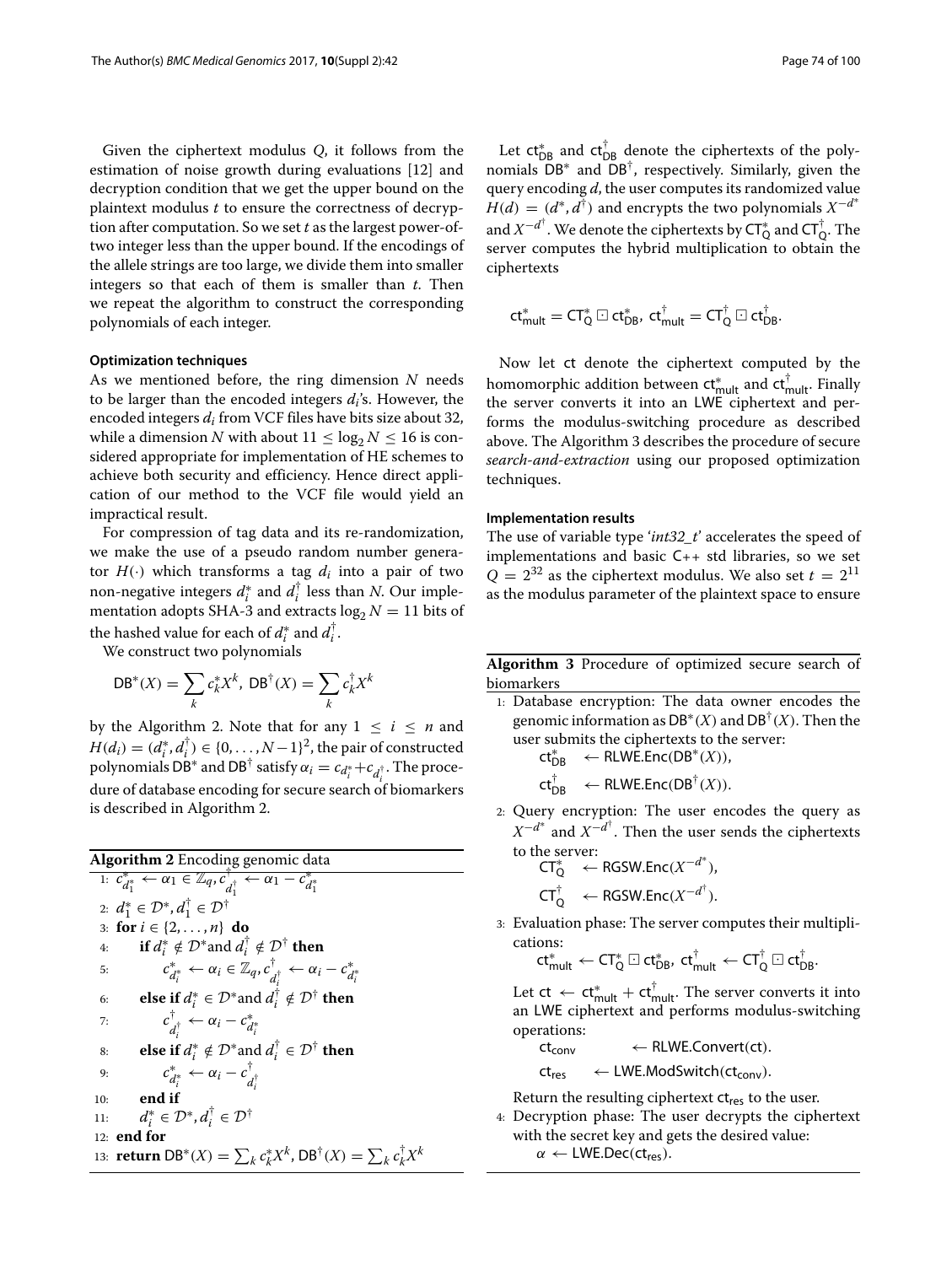Given the ciphertext modulus $Q$, it follows from the estimation of noise growth during evaluations [12] and decryption condition that we get the upper bound on the plaintext modulus $t$ to ensure the correctness of decryption after computation. So we set $t$ as the largest power-of-two integer less than the upper bound. If the encodings of the allele strings are too large, we divide them into smaller integers so that each of them is smaller than $t$. Then we repeat the algorithm to construct the corresponding polynomials of each integer.

#### Optimization techniques

As we mentioned before, the ring dimension $N$ needs to be larger than the encoded integers $d_i$'s. However, the encoded integers $d_i$ from VCF files have bits size about 32, while a dimension $N$ with about $11 \leq \log_2 N \leq 16$ is considered appropriate for implementation of HE schemes to achieve both security and efficiency. Hence direct application of our method to the VCF file would yield an impractical result.

For compression of tag data and its re-randomization, we make the use of a pseudo random number generator $H(\cdot)$ which transforms a tag $d_i$ into a pair of two non-negative integers $d_i^*$ and $d_i^\dagger$ less than $N$. Our implementation adopts SHA-3 and extracts $\log_2 N = 11$ bits of the hashed value for each of $d_i^*$ and $d_i^\dagger$.

We construct two polynomials

$$\mathsf{DB}^*(X) = \sum_k c_k^* X^k,\ \mathsf{DB}^\dagger(X) = \sum_k c_k^\dagger X^k$$

by the Algorithm 2. Note that for any $1 \leq i \leq n$ and $H(d_i) = (d_i^*, d_i^\dagger) \in \{0, \ldots, N-1\}^2$, the pair of constructed polynomials $\mathsf{DB}^*$ and $\mathsf{DB}^\dagger$ satisfy $\alpha_i = c_{d_i^*} + c_{d_i^\dagger}$. The procedure of database encoding for secure search of biomarkers is described in Algorithm 2.

**Algorithm 2** Encoding genomic data

1: $c^*_{d_1^*} \leftarrow \alpha_1 \in \mathbb{Z}_q, c^\dagger_{d_1^\dagger} \leftarrow \alpha_1 - c^*_{d_1^*}$
2: $d_1^* \in \mathcal{D}^*, d_1^\dagger \in \mathcal{D}^\dagger$
3: **for** $i \in \{2, \ldots, n\}$ **do**
4: &nbsp;&nbsp;&nbsp;&nbsp;**if** $d_i^* \notin \mathcal{D}^*$and $d_i^\dagger \notin \mathcal{D}^\dagger$ **then**
5: &nbsp;&nbsp;&nbsp;&nbsp;&nbsp;&nbsp;&nbsp;&nbsp;$c^*_{d_i^*} \leftarrow \alpha_i \in \mathbb{Z}_q, c^\dagger_{d_i^\dagger} \leftarrow \alpha_i - c^*_{d_i^*}$
6: &nbsp;&nbsp;&nbsp;&nbsp;**else if** $d_i^* \in \mathcal{D}^*$and $d_i^\dagger \notin \mathcal{D}^\dagger$ **then**
7: &nbsp;&nbsp;&nbsp;&nbsp;&nbsp;&nbsp;&nbsp;&nbsp;$c^\dagger_{d_i^\dagger} \leftarrow \alpha_i - c^*_{d_i^*}$
8: &nbsp;&nbsp;&nbsp;&nbsp;**else if** $d_i^* \notin \mathcal{D}^*$and $d_i^\dagger \in \mathcal{D}^\dagger$ **then**
9: &nbsp;&nbsp;&nbsp;&nbsp;&nbsp;&nbsp;&nbsp;&nbsp;$c^*_{d_i^*} \leftarrow \alpha_i - c^\dagger_{d_i^\dagger}$
10: &nbsp;&nbsp;&nbsp;&nbsp;**end if**
11: &nbsp;&nbsp;&nbsp;&nbsp;$d_i^* \in \mathcal{D}^*, d_i^\dagger \in \mathcal{D}^\dagger$
12: **end for**
13: **return** $\mathsf{DB}^*(X) = \sum_k c_k^* X^k$, $\mathsf{DB}^\dagger(X) = \sum_k c_k^\dagger X^k$

Let $\mathsf{ct}^*_{\mathsf{DB}}$ and $\mathsf{ct}^\dagger_{\mathsf{DB}}$ denote the ciphertexts of the polynomials $\mathsf{DB}^*$ and $\mathsf{DB}^\dagger$, respectively. Similarly, given the query encoding $d$, the user computes its randomized value $H(d) = (d^*, d^\dagger)$ and encrypts the two polynomials $X^{-d^*}$ and $X^{-d^\dagger}$. We denote the ciphertexts by $\mathsf{CT}^*_{\mathsf{Q}}$ and $\mathsf{CT}^\dagger_{\mathsf{Q}}$. The server computes the hybrid multiplication to obtain the ciphertexts

$$\mathsf{ct}^*_{\mathsf{mult}} = \mathsf{CT}^*_{\mathsf{Q}} \boxdot \mathsf{ct}^*_{\mathsf{DB}},\ \mathsf{ct}^\dagger_{\mathsf{mult}} = \mathsf{CT}^\dagger_{\mathsf{Q}} \boxdot \mathsf{ct}^\dagger_{\mathsf{DB}}.$$

Now let $\mathsf{ct}$ denote the ciphertext computed by the homomorphic addition between $\mathsf{ct}^*_{\mathsf{mult}}$ and $\mathsf{ct}^\dagger_{\mathsf{mult}}$. Finally the server converts it into an LWE ciphertext and performs the modulus-switching procedure as described above. The Algorithm 3 describes the procedure of secure *search-and-extraction* using our proposed optimization techniques.

**Algorithm 3** Procedure of optimized secure search of biomarkers

1: Database encryption: The data owner encodes the genomic information as $\mathsf{DB}^*(X)$ and $\mathsf{DB}^\dagger(X)$. Then the user submits the ciphertexts to the server:
$\mathsf{ct}^*_{\mathsf{DB}} \leftarrow \mathsf{RLWE.Enc}(\mathsf{DB}^*(X))$,
$\mathsf{ct}^\dagger_{\mathsf{DB}} \leftarrow \mathsf{RLWE.Enc}(\mathsf{DB}^\dagger(X))$.

2: Query encryption: The user encodes the query as $X^{-d^*}$ and $X^{-d^\dagger}$. Then the user sends the ciphertexts to the server:
$\mathsf{CT}^*_{\mathsf{Q}} \leftarrow \mathsf{RGSW.Enc}(X^{-d^*})$,
$\mathsf{CT}^\dagger_{\mathsf{Q}} \leftarrow \mathsf{RGSW.Enc}(X^{-d^\dagger})$.

3: Evaluation phase: The server computes their multiplications:
$\mathsf{ct}^*_{\mathsf{mult}} \leftarrow \mathsf{CT}^*_{\mathsf{Q}} \boxdot \mathsf{ct}^*_{\mathsf{DB}},\ \mathsf{ct}^\dagger_{\mathsf{mult}} \leftarrow \mathsf{CT}^\dagger_{\mathsf{Q}} \boxdot \mathsf{ct}^\dagger_{\mathsf{DB}}$.
Let $\mathsf{ct} \leftarrow \mathsf{ct}^*_{\mathsf{mult}} + \mathsf{ct}^\dagger_{\mathsf{mult}}$. The server converts it into an LWE ciphertext and performs modulus-switching operations:
$\mathsf{ct}_{\mathsf{conv}} \leftarrow \mathsf{RLWE.Convert}(\mathsf{ct})$.
$\mathsf{ct}_{\mathsf{res}} \leftarrow \mathsf{LWE.ModSwitch}(\mathsf{ct}_{\mathsf{conv}})$.
Return the resulting ciphertext $\mathsf{ct}_{\mathsf{res}}$ to the user.

4: Decryption phase: The user decrypts the ciphertext with the secret key and gets the desired value:
$\alpha \leftarrow \mathsf{LWE.Dec}(\mathsf{ct}_{\mathsf{res}})$.

#### Implementation results

The use of variable type '*int32_t*' accelerates the speed of implementations and basic C++ std libraries, so we set $Q = 2^{32}$ as the ciphertext modulus. We also set $t = 2^{11}$ as the modulus parameter of the plaintext space to ensure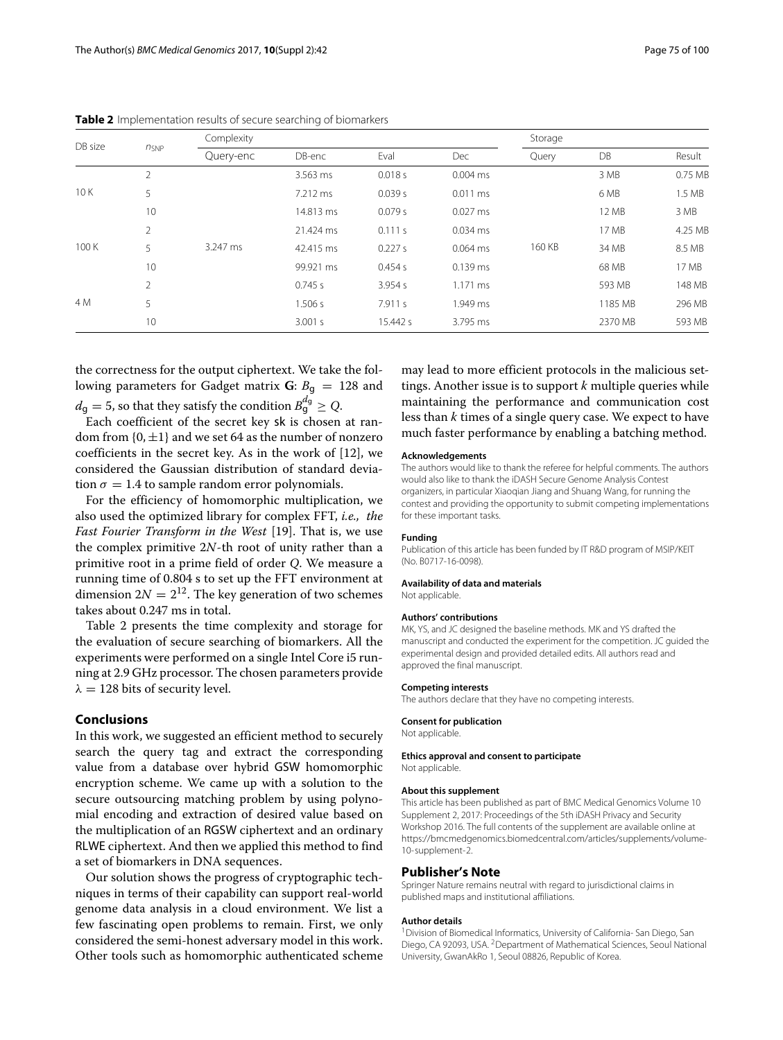**Table 2** Implementation results of secure searching of biomarkers

| DB size | $n_{\text{SNP}}$ | Complexity | | | | Storage | | |
|---|---|---|---|---|---|---|---|---|
| | | Query-enc | DB-enc | Eval | Dec | Query | DB | Result |
| 10 K | 2 | 3.247 ms | 3.563 ms | 0.018 s | 0.004 ms | 160 KB | 3 MB | 0.75 MB |
| | 5 | | 7.212 ms | 0.039 s | 0.011 ms | | 6 MB | 1.5 MB |
| | 10 | | 14.813 ms | 0.079 s | 0.027 ms | | 12 MB | 3 MB |
| 100 K | 2 | | 21.424 ms | 0.111 s | 0.034 ms | | 17 MB | 4.25 MB |
| | 5 | | 42.415 ms | 0.227 s | 0.064 ms | | 34 MB | 8.5 MB |
| | 10 | | 99.921 ms | 0.454 s | 0.139 ms | | 68 MB | 17 MB |
| 4 M | 2 | | 0.745 s | 3.954 s | 1.171 ms | | 593 MB | 148 MB |
| | 5 | | 1.506 s | 7.911 s | 1.949 ms | | 1185 MB | 296 MB |
| | 10 | | 3.001 s | 15.442 s | 3.795 ms | | 2370 MB | 593 MB |

the correctness for the output ciphertext. We take the following parameters for Gadget matrix $\mathbf{G}$: $B_g = 128$ and $d_g = 5$, so that they satisfy the condition $B_g^{d_g} \geq Q$.

Each coefficient of the secret key sk is chosen at random from $\{0, \pm 1\}$ and we set 64 as the number of nonzero coefficients in the secret key. As in the work of [12], we considered the Gaussian distribution of standard deviation $\sigma = 1.4$ to sample random error polynomials.

For the efficiency of homomorphic multiplication, we also used the optimized library for complex FFT, *i.e., the Fast Fourier Transform in the West* [19]. That is, we use the complex primitive $2N$-th root of unity rather than a primitive root in a prime field of order $Q$. We measure a running time of 0.804 s to set up the FFT environment at dimension $2N = 2^{12}$. The key generation of two schemes takes about 0.247 ms in total.

Table 2 presents the time complexity and storage for the evaluation of secure searching of biomarkers. All the experiments were performed on a single Intel Core i5 running at 2.9 GHz processor. The chosen parameters provide $\lambda = 128$ bits of security level.

## Conclusions

In this work, we suggested an efficient method to securely search the query tag and extract the corresponding value from a database over hybrid GSW homomorphic encryption scheme. We came up with a solution to the secure outsourcing matching problem by using polynomial encoding and extraction of desired value based on the multiplication of an RGSW ciphertext and an ordinary RLWE ciphertext. And then we applied this method to find a set of biomarkers in DNA sequences.

Our solution shows the progress of cryptographic techniques in terms of their capability can support real-world genome data analysis in a cloud environment. We list a few fascinating open problems to remain. First, we only considered the semi-honest adversary model in this work. Other tools such as homomorphic authenticated scheme may lead to more efficient protocols in the malicious settings. Another issue is to support $k$ multiple queries while maintaining the performance and communication cost less than $k$ times of a single query case. We expect to have much faster performance by enabling a batching method.

#### Acknowledgements

The authors would like to thank the referee for helpful comments. The authors would also like to thank the iDASH Secure Genome Analysis Contest organizers, in particular Xiaoqian Jiang and Shuang Wang, for running the contest and providing the opportunity to submit competing implementations for these important tasks.

#### Funding

Publication of this article has been funded by IT R&D program of MSIP/KEIT (No. B0717-16-0098).

#### Availability of data and materials

Not applicable.

#### Authors' contributions

MK, YS, and JC designed the baseline methods. MK and YS drafted the manuscript and conducted the experiment for the competition. JC guided the experimental design and provided detailed edits. All authors read and approved the final manuscript.

#### Competing interests

The authors declare that they have no competing interests.

#### Consent for publication

Not applicable.

#### Ethics approval and consent to participate

Not applicable.

#### About this supplement

This article has been published as part of BMC Medical Genomics Volume 10 Supplement 2, 2017: Proceedings of the 5th iDASH Privacy and Security Workshop 2016. The full contents of the supplement are available online at https://bmcmedgenomics.biomedcentral.com/articles/supplements/volume-10-supplement-2.

## Publisher's Note

Springer Nature remains neutral with regard to jurisdictional claims in published maps and institutional affiliations.

#### Author details

[1]Division of Biomedical Informatics, University of California- San Diego, San Diego, CA 92093, USA. [2]Department of Mathematical Sciences, Seoul National University, GwanAkRo 1, Seoul 08826, Republic of Korea.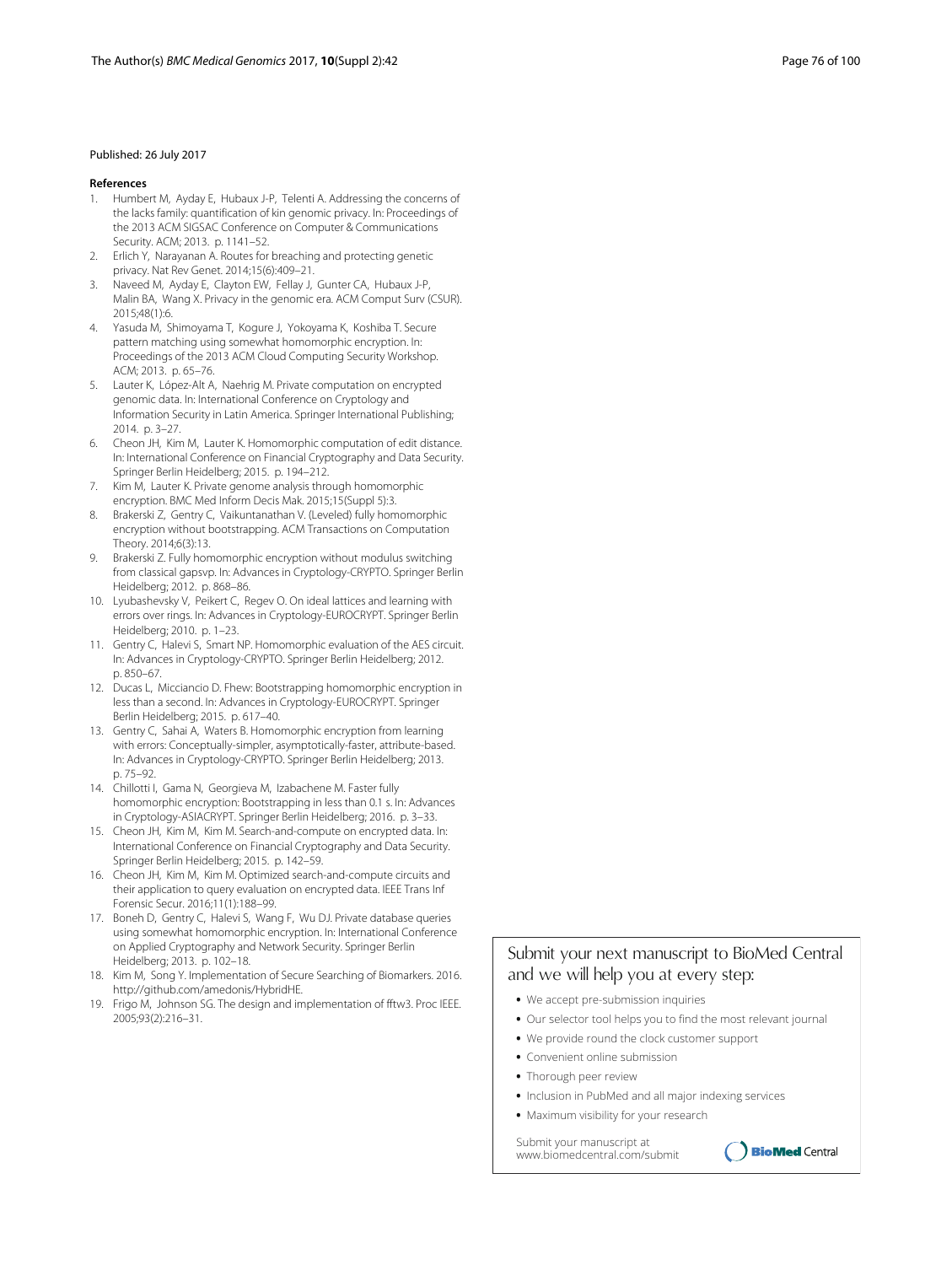Published: 26 July 2017

## References

1. Humbert M, Ayday E, Hubaux J-P, Telenti A. Addressing the concerns of the lacks family: quantification of kin genomic privacy. In: Proceedings of the 2013 ACM SIGSAC Conference on Computer & Communications Security. ACM; 2013. p. 1141–52.
2. Erlich Y, Narayanan A. Routes for breaching and protecting genetic privacy. Nat Rev Genet. 2014;15(6):409–21.
3. Naveed M, Ayday E, Clayton EW, Fellay J, Gunter CA, Hubaux J-P, Malin BA, Wang X. Privacy in the genomic era. ACM Comput Surv (CSUR). 2015;48(1):6.
4. Yasuda M, Shimoyama T, Kogure J, Yokoyama K, Koshiba T. Secure pattern matching using somewhat homomorphic encryption. In: Proceedings of the 2013 ACM Cloud Computing Security Workshop. ACM; 2013. p. 65–76.
5. Lauter K, López-Alt A, Naehrig M. Private computation on encrypted genomic data. In: International Conference on Cryptology and Information Security in Latin America. Springer International Publishing; 2014. p. 3–27.
6. Cheon JH, Kim M, Lauter K. Homomorphic computation of edit distance. In: International Conference on Financial Cryptography and Data Security. Springer Berlin Heidelberg; 2015. p. 194–212.
7. Kim M, Lauter K. Private genome analysis through homomorphic encryption. BMC Med Inform Decis Mak. 2015;15(Suppl 5):3.
8. Brakerski Z, Gentry C, Vaikuntanathan V. (Leveled) fully homomorphic encryption without bootstrapping. ACM Transactions on Computation Theory. 2014;6(3):13.
9. Brakerski Z. Fully homomorphic encryption without modulus switching from classical gapsvp. In: Advances in Cryptology-CRYPTO. Springer Berlin Heidelberg; 2012. p. 868–86.
10. Lyubashevsky V, Peikert C, Regev O. On ideal lattices and learning with errors over rings. In: Advances in Cryptology-EUROCRYPT. Springer Berlin Heidelberg; 2010. p. 1–23.
11. Gentry C, Halevi S, Smart NP. Homomorphic evaluation of the AES circuit. In: Advances in Cryptology-CRYPTO. Springer Berlin Heidelberg; 2012. p. 850–67.
12. Ducas L, Micciancio D. Fhew: Bootstrapping homomorphic encryption in less than a second. In: Advances in Cryptology-EUROCRYPT. Springer Berlin Heidelberg; 2015. p. 617–40.
13. Gentry C, Sahai A, Waters B. Homomorphic encryption from learning with errors: Conceptually-simpler, asymptotically-faster, attribute-based. In: Advances in Cryptology-CRYPTO. Springer Berlin Heidelberg; 2013. p. 75–92.
14. Chillotti I, Gama N, Georgieva M, Izabachene M. Faster fully homomorphic encryption: Bootstrapping in less than 0.1 s. In: Advances in Cryptology-ASIACRYPT. Springer Berlin Heidelberg; 2016. p. 3–33.
15. Cheon JH, Kim M, Kim M. Search-and-compute on encrypted data. In: International Conference on Financial Cryptography and Data Security. Springer Berlin Heidelberg; 2015. p. 142–59.
16. Cheon JH, Kim M, Kim M. Optimized search-and-compute circuits and their application to query evaluation on encrypted data. IEEE Trans Inf Forensic Secur. 2016;11(1):188–99.
17. Boneh D, Gentry C, Halevi S, Wang F, Wu DJ. Private database queries using somewhat homomorphic encryption. In: International Conference on Applied Cryptography and Network Security. Springer Berlin Heidelberg; 2013. p. 102–18.
18. Kim M, Song Y. Implementation of Secure Searching of Biomarkers. 2016. http://github.com/amedonis/HybridHE.
19. Frigo M, Johnson SG. The design and implementation of fftw3. Proc IEEE. 2005;93(2):216–31.

Submit your next manuscript to BioMed Central and we will help you at every step:

- We accept pre-submission inquiries
- Our selector tool helps you to find the most relevant journal
- We provide round the clock customer support
- Convenient online submission
- Thorough peer review
- Inclusion in PubMed and all major indexing services
- Maximum visibility for your research

Submit your manuscript at www.biomedcentral.com/submit

BioMed Central